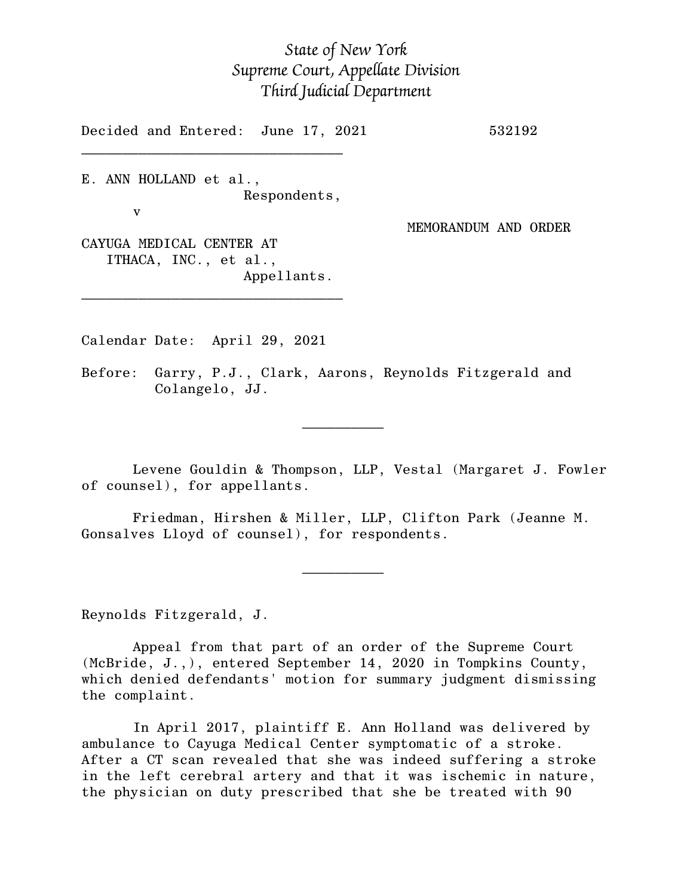*State of New York*
*Supreme Court, Appellate Division*
*Third Judicial Department*

Decided and Entered: June 17, 2021 532192

---

E. ANN HOLLAND et al.,
Respondents,

v

MEMORANDUM AND ORDER

CAYUGA MEDICAL CENTER AT ITHACA, INC., et al.,
Appellants.

---

Calendar Date: April 29, 2021

Before: Garry, P.J., Clark, Aarons, Reynolds Fitzgerald and Colangelo, JJ.

---

Levene Gouldin & Thompson, LLP, Vestal (Margaret J. Fowler of counsel), for appellants.

Friedman, Hirshen & Miller, LLP, Clifton Park (Jeanne M. Gonsalves Lloyd of counsel), for respondents.

---

Reynolds Fitzgerald, J.

Appeal from that part of an order of the Supreme Court (McBride, J.,), entered September 14, 2020 in Tompkins County, which denied defendants' motion for summary judgment dismissing the complaint.

In April 2017, plaintiff E. Ann Holland was delivered by ambulance to Cayuga Medical Center symptomatic of a stroke. After a CT scan revealed that she was indeed suffering a stroke in the left cerebral artery and that it was ischemic in nature, the physician on duty prescribed that she be treated with 90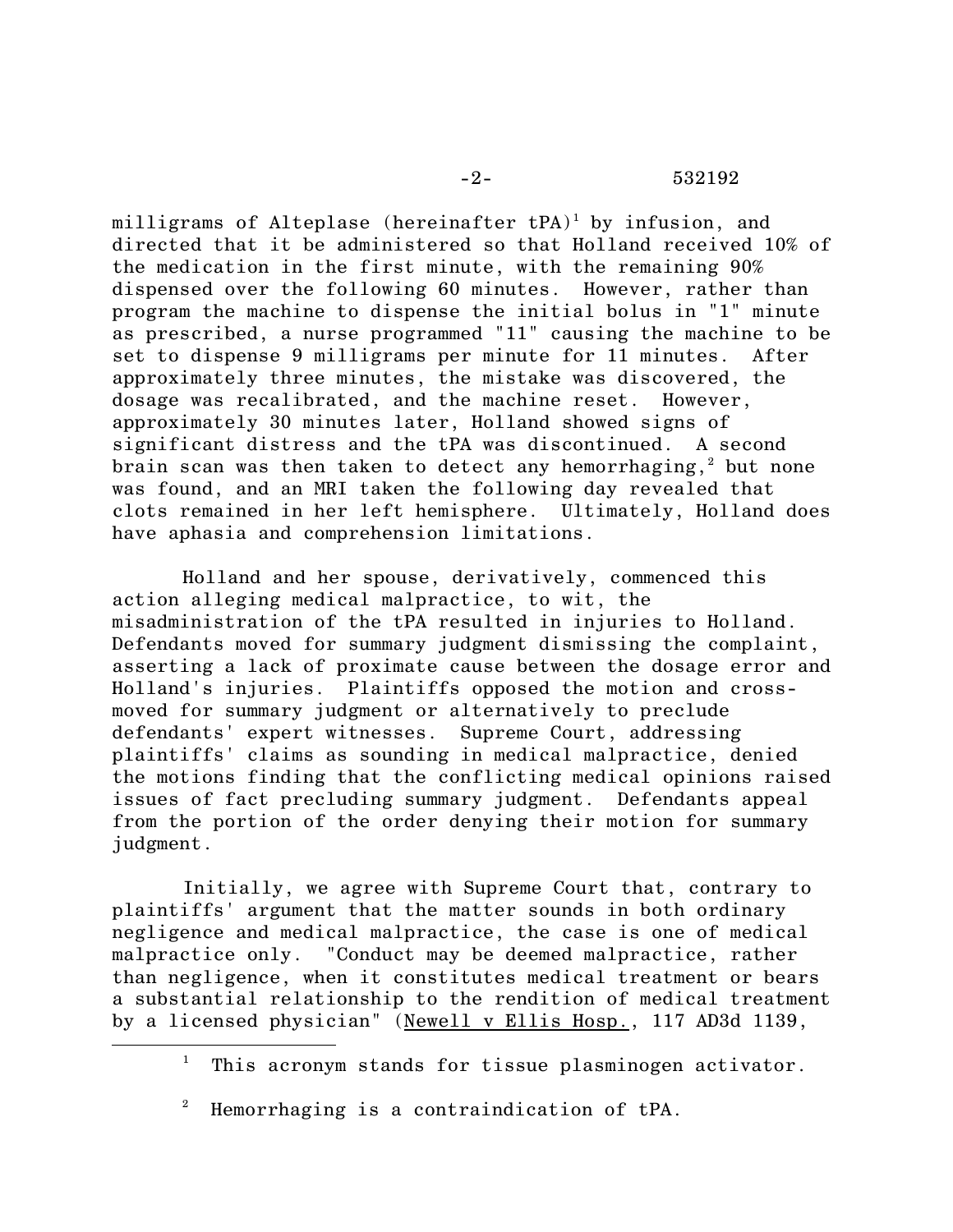milligrams of Alteplase (hereinafter tPA)[1] by infusion, and directed that it be administered so that Holland received 10% of the medication in the first minute, with the remaining 90% dispensed over the following 60 minutes. However, rather than program the machine to dispense the initial bolus in "1" minute as prescribed, a nurse programmed "11" causing the machine to be set to dispense 9 milligrams per minute for 11 minutes. After approximately three minutes, the mistake was discovered, the dosage was recalibrated, and the machine reset. However, approximately 30 minutes later, Holland showed signs of significant distress and the tPA was discontinued. A second brain scan was then taken to detect any hemorrhaging,[2] but none was found, and an MRI taken the following day revealed that clots remained in her left hemisphere. Ultimately, Holland does have aphasia and comprehension limitations.

Holland and her spouse, derivatively, commenced this action alleging medical malpractice, to wit, the misadministration of the tPA resulted in injuries to Holland. Defendants moved for summary judgment dismissing the complaint, asserting a lack of proximate cause between the dosage error and Holland's injuries. Plaintiffs opposed the motion and cross-moved for summary judgment or alternatively to preclude defendants' expert witnesses. Supreme Court, addressing plaintiffs' claims as sounding in medical malpractice, denied the motions finding that the conflicting medical opinions raised issues of fact precluding summary judgment. Defendants appeal from the portion of the order denying their motion for summary judgment.

Initially, we agree with Supreme Court that, contrary to plaintiffs' argument that the matter sounds in both ordinary negligence and medical malpractice, the case is one of medical malpractice only. "Conduct may be deemed malpractice, rather than negligence, when it constitutes medical treatment or bears a substantial relationship to the rendition of medical treatment by a licensed physician" (<u>Newell v Ellis Hosp.</u>, 117 AD3d 1139,

---

[1] This acronym stands for tissue plasminogen activator.

[2] Hemorrhaging is a contraindication of tPA.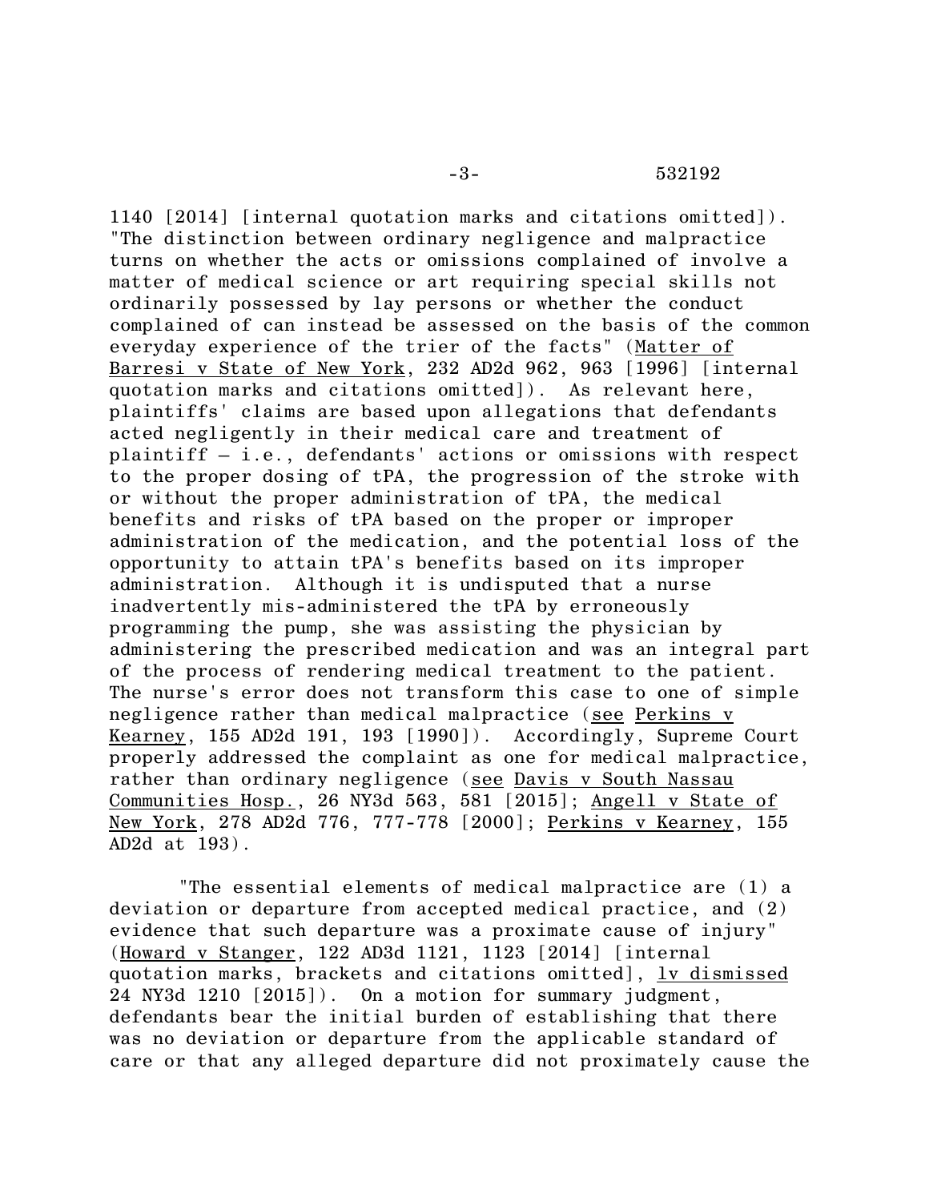1140 [2014] [internal quotation marks and citations omitted]). "The distinction between ordinary negligence and malpractice turns on whether the acts or omissions complained of involve a matter of medical science or art requiring special skills not ordinarily possessed by lay persons or whether the conduct complained of can instead be assessed on the basis of the common everyday experience of the trier of the facts" (Matter of Barresi v State of New York, 232 AD2d 962, 963 [1996] [internal quotation marks and citations omitted]). As relevant here, plaintiffs' claims are based upon allegations that defendants acted negligently in their medical care and treatment of plaintiff – i.e., defendants' actions or omissions with respect to the proper dosing of tPA, the progression of the stroke with or without the proper administration of tPA, the medical benefits and risks of tPA based on the proper or improper administration of the medication, and the potential loss of the opportunity to attain tPA's benefits based on its improper administration. Although it is undisputed that a nurse inadvertently mis-administered the tPA by erroneously programming the pump, she was assisting the physician by administering the prescribed medication and was an integral part of the process of rendering medical treatment to the patient. The nurse's error does not transform this case to one of simple negligence rather than medical malpractice (see Perkins v Kearney, 155 AD2d 191, 193 [1990]). Accordingly, Supreme Court properly addressed the complaint as one for medical malpractice, rather than ordinary negligence (see Davis v South Nassau Communities Hosp., 26 NY3d 563, 581 [2015]; Angell v State of New York, 278 AD2d 776, 777-778 [2000]; Perkins v Kearney, 155 AD2d at 193).

"The essential elements of medical malpractice are (1) a deviation or departure from accepted medical practice, and (2) evidence that such departure was a proximate cause of injury" (Howard v Stanger, 122 AD3d 1121, 1123 [2014] [internal quotation marks, brackets and citations omitted], lv dismissed 24 NY3d 1210 [2015]). On a motion for summary judgment, defendants bear the initial burden of establishing that there was no deviation or departure from the applicable standard of care or that any alleged departure did not proximately cause the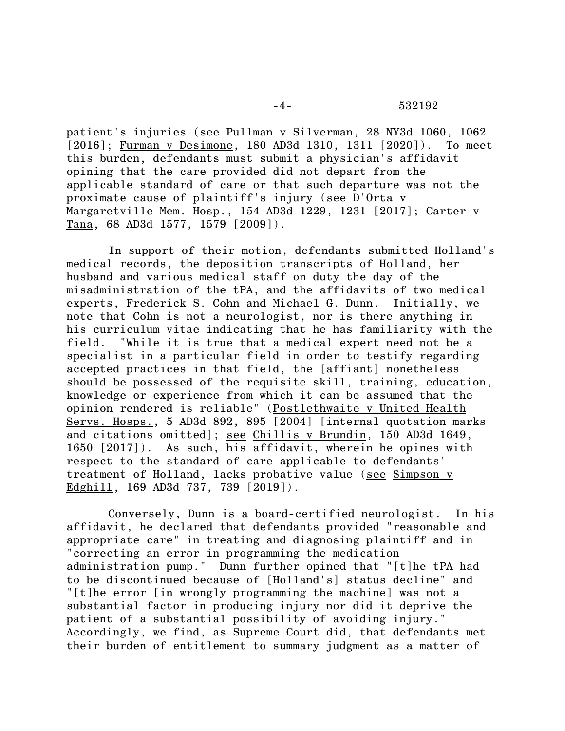patient's injuries (see Pullman v Silverman, 28 NY3d 1060, 1062 [2016]; Furman v Desimone, 180 AD3d 1310, 1311 [2020]). To meet this burden, defendants must submit a physician's affidavit opining that the care provided did not depart from the applicable standard of care or that such departure was not the proximate cause of plaintiff's injury (see D'Orta v Margaretville Mem. Hosp., 154 AD3d 1229, 1231 [2017]; Carter v Tana, 68 AD3d 1577, 1579 [2009]).

In support of their motion, defendants submitted Holland's medical records, the deposition transcripts of Holland, her husband and various medical staff on duty the day of the misadministration of the tPA, and the affidavits of two medical experts, Frederick S. Cohn and Michael G. Dunn. Initially, we note that Cohn is not a neurologist, nor is there anything in his curriculum vitae indicating that he has familiarity with the field. "While it is true that a medical expert need not be a specialist in a particular field in order to testify regarding accepted practices in that field, the [affiant] nonetheless should be possessed of the requisite skill, training, education, knowledge or experience from which it can be assumed that the opinion rendered is reliable" (Postlethwaite v United Health Servs. Hosps., 5 AD3d 892, 895 [2004] [internal quotation marks and citations omitted]; see Chillis v Brundin, 150 AD3d 1649, 1650 [2017]). As such, his affidavit, wherein he opines with respect to the standard of care applicable to defendants' treatment of Holland, lacks probative value (see Simpson v Edghill, 169 AD3d 737, 739 [2019]).

Conversely, Dunn is a board-certified neurologist. In his affidavit, he declared that defendants provided "reasonable and appropriate care" in treating and diagnosing plaintiff and in "correcting an error in programming the medication administration pump." Dunn further opined that "[t]he tPA had to be discontinued because of [Holland's] status decline" and "[t]he error [in wrongly programming the machine] was not a substantial factor in producing injury nor did it deprive the patient of a substantial possibility of avoiding injury." Accordingly, we find, as Supreme Court did, that defendants met their burden of entitlement to summary judgment as a matter of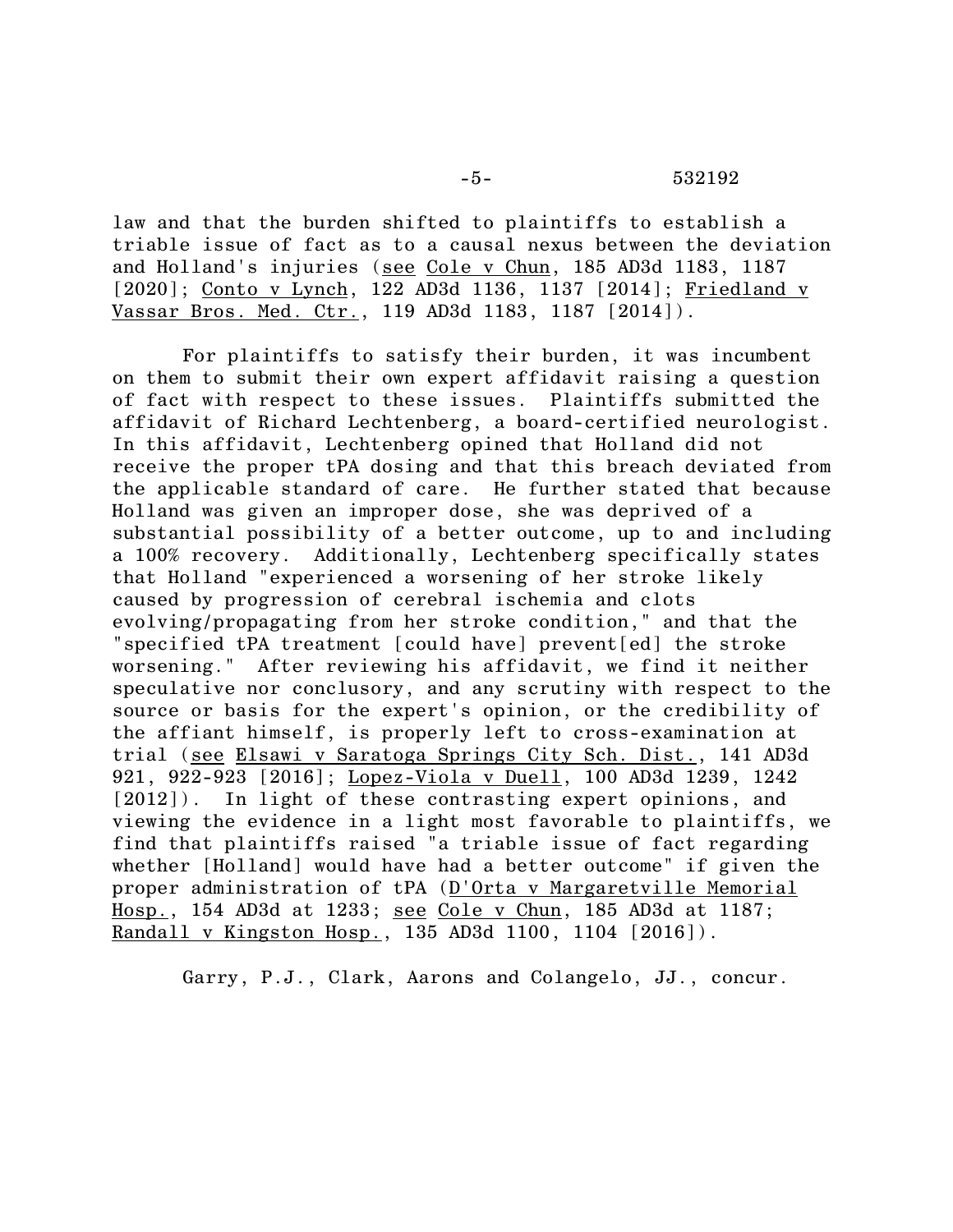law and that the burden shifted to plaintiffs to establish a triable issue of fact as to a causal nexus between the deviation and Holland's injuries (see Cole v Chun, 185 AD3d 1183, 1187 [2020]; Conto v Lynch, 122 AD3d 1136, 1137 [2014]; Friedland v Vassar Bros. Med. Ctr., 119 AD3d 1183, 1187 [2014]).

For plaintiffs to satisfy their burden, it was incumbent on them to submit their own expert affidavit raising a question of fact with respect to these issues. Plaintiffs submitted the affidavit of Richard Lechtenberg, a board-certified neurologist. In this affidavit, Lechtenberg opined that Holland did not receive the proper tPA dosing and that this breach deviated from the applicable standard of care. He further stated that because Holland was given an improper dose, she was deprived of a substantial possibility of a better outcome, up to and including a 100% recovery. Additionally, Lechtenberg specifically states that Holland "experienced a worsening of her stroke likely caused by progression of cerebral ischemia and clots evolving/propagating from her stroke condition," and that the "specified tPA treatment [could have] prevent[ed] the stroke worsening." After reviewing his affidavit, we find it neither speculative nor conclusory, and any scrutiny with respect to the source or basis for the expert's opinion, or the credibility of the affiant himself, is properly left to cross-examination at trial (see Elsawi v Saratoga Springs City Sch. Dist., 141 AD3d 921, 922-923 [2016]; Lopez-Viola v Duell, 100 AD3d 1239, 1242 [2012]). In light of these contrasting expert opinions, and viewing the evidence in a light most favorable to plaintiffs, we find that plaintiffs raised "a triable issue of fact regarding whether [Holland] would have had a better outcome" if given the proper administration of tPA (D'Orta v Margaretville Memorial Hosp., 154 AD3d at 1233; see Cole v Chun, 185 AD3d at 1187; Randall v Kingston Hosp., 135 AD3d 1100, 1104 [2016]).

Garry, P.J., Clark, Aarons and Colangelo, JJ., concur.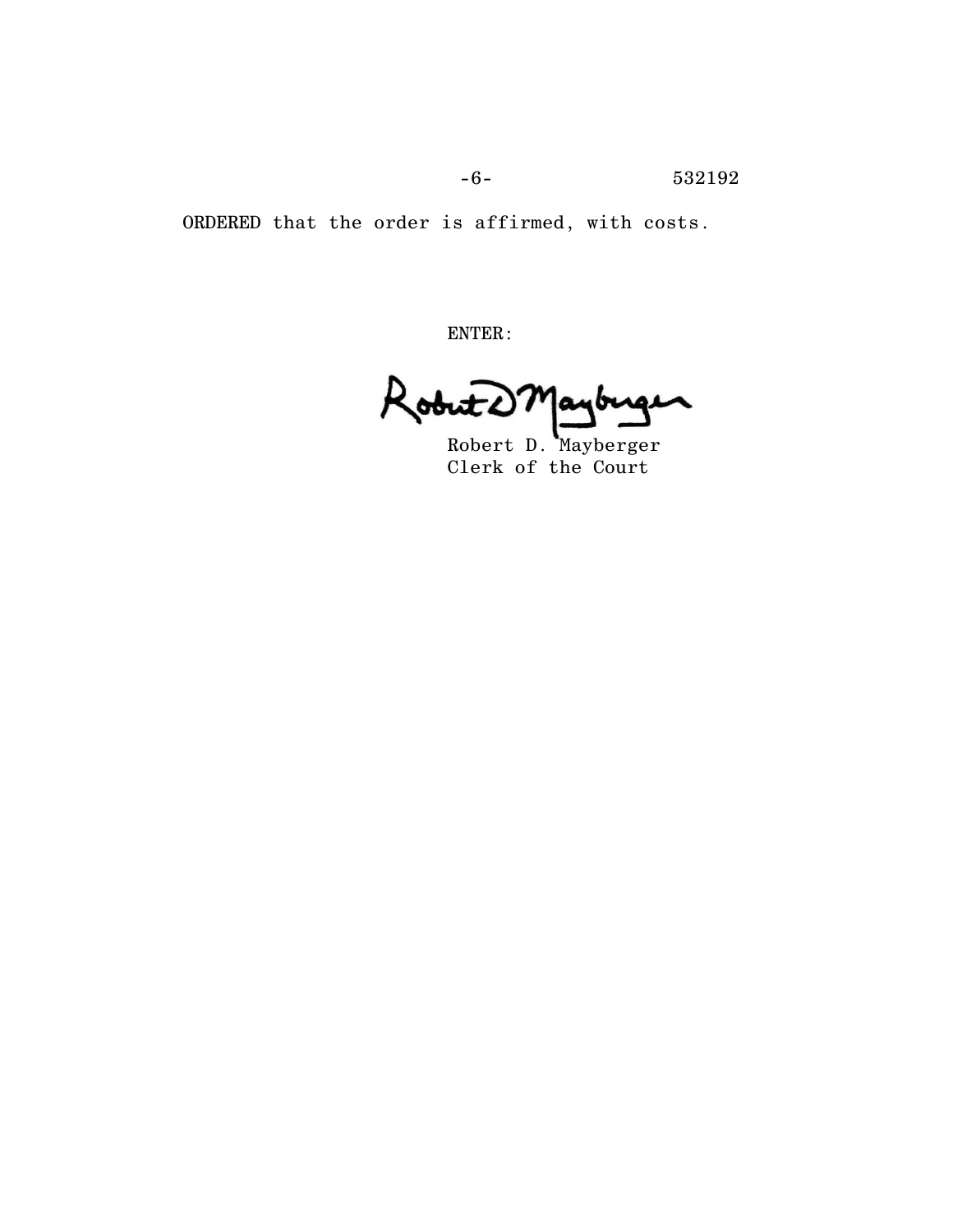ORDERED that the order is affirmed, with costs.

ENTER:

Robert D. Mayberger
Clerk of the Court